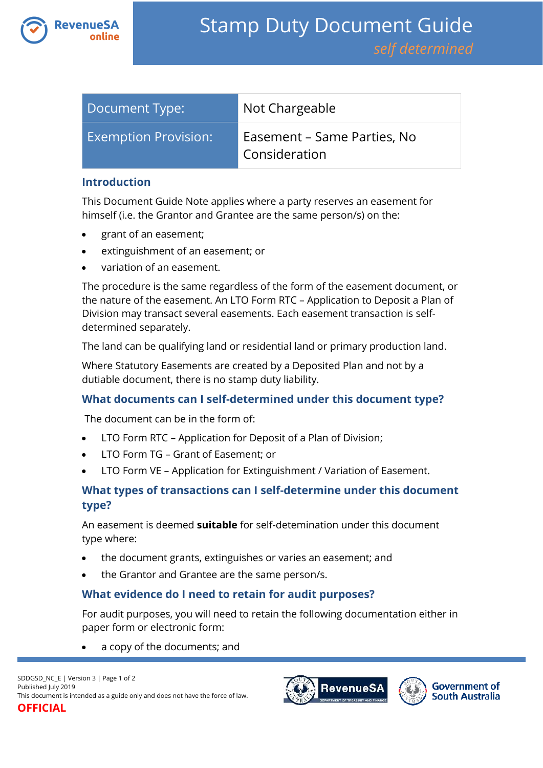# Stamp Duty Document Guide

*self determined*

| Document Type: | Not Chargeable |
|---|---|
| Exemption Provision: | Easement – Same Parties, No Consideration |

## Introduction

This Document Guide Note applies where a party reserves an easement for himself (i.e. the Grantor and Grantee are the same person/s) on the:

- grant of an easement;
- extinguishment of an easement; or
- variation of an easement.

The procedure is the same regardless of the form of the easement document, or the nature of the easement. An LTO Form RTC – Application to Deposit a Plan of Division may transact several easements. Each easement transaction is self-determined separately.

The land can be qualifying land or residential land or primary production land.

Where Statutory Easements are created by a Deposited Plan and not by a dutiable document, there is no stamp duty liability.

## What documents can I self-determined under this document type?

The document can be in the form of:

- LTO Form RTC – Application for Deposit of a Plan of Division;
- LTO Form TG – Grant of Easement; or
- LTO Form VE – Application for Extinguishment / Variation of Easement.

## What types of transactions can I self-determine under this document type?

An easement is deemed **suitable** for self-detemination under this document type where:

- the document grants, extinguishes or varies an easement; and
- the Grantor and Grantee are the same person/s.

## What evidence do I need to retain for audit purposes?

For audit purposes, you will need to retain the following documentation either in paper form or electronic form:

- a copy of the documents; and

SDDGSD_NC_E | Version 3 | Page 1 of 2
Published July 2019
This document is intended as a guide only and does not have the force of law.
OFFICIAL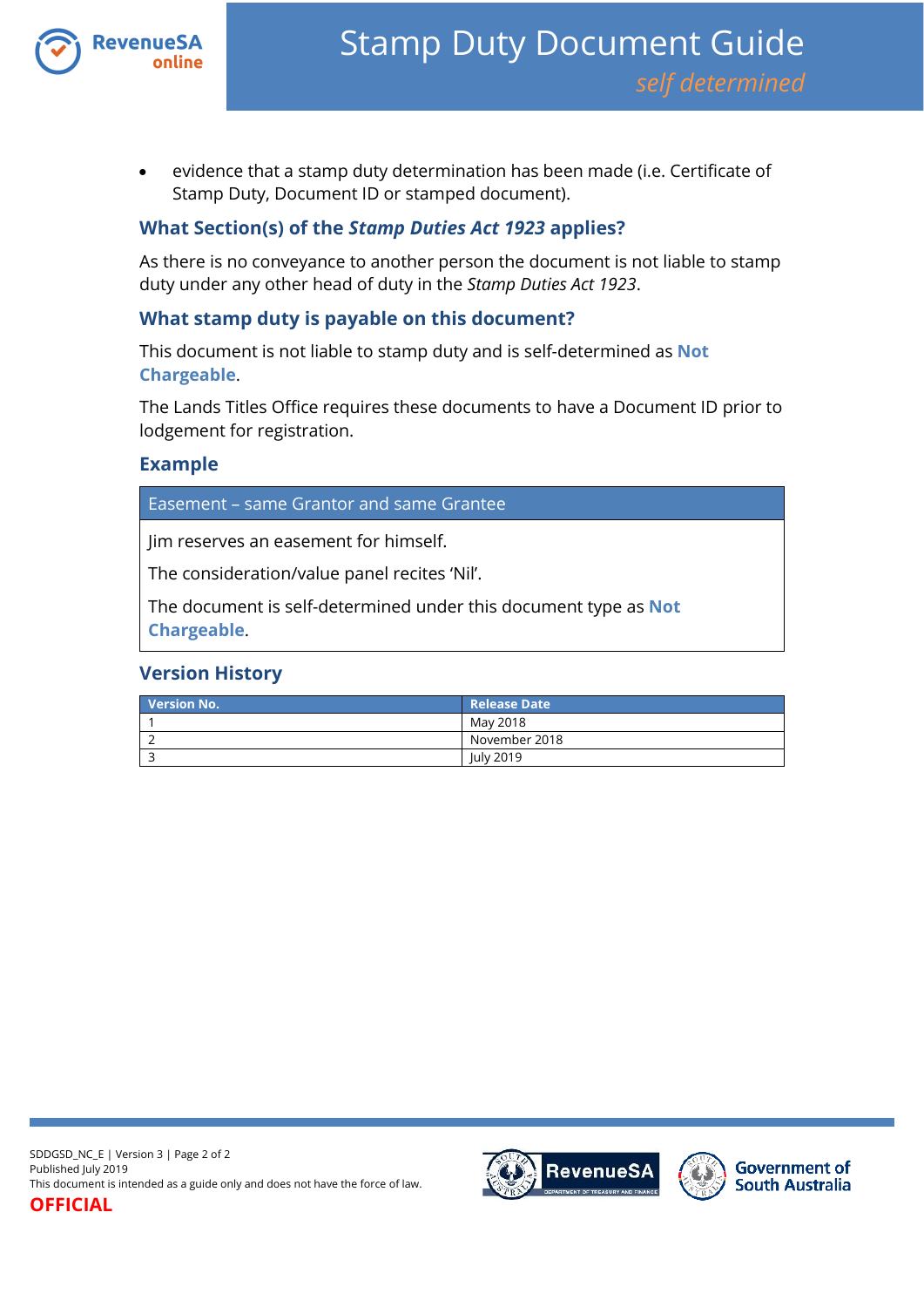- evidence that a stamp duty determination has been made (i.e. Certificate of Stamp Duty, Document ID or stamped document).

### What Section(s) of the *Stamp Duties Act 1923* applies?

As there is no conveyance to another person the document is not liable to stamp duty under any other head of duty in the *Stamp Duties Act 1923*.

### What stamp duty is payable on this document?

This document is not liable to stamp duty and is self-determined as **Not Chargeable**.

The Lands Titles Office requires these documents to have a Document ID prior to lodgement for registration.

### Example

| Easement – same Grantor and same Grantee |
|---|
| Jim reserves an easement for himself.<br><br>The consideration/value panel recites 'Nil'.<br><br>The document is self-determined under this document type as **Not Chargeable**. |

### Version History

| Version No. | Release Date |
|---|---|
| 1 | May 2018 |
| 2 | November 2018 |
| 3 | July 2019 |

SDDGSD_NC_E | Version 3 | Page 2 of 2
Published July 2019
This document is intended as a guide only and does not have the force of law.
**OFFICIAL**